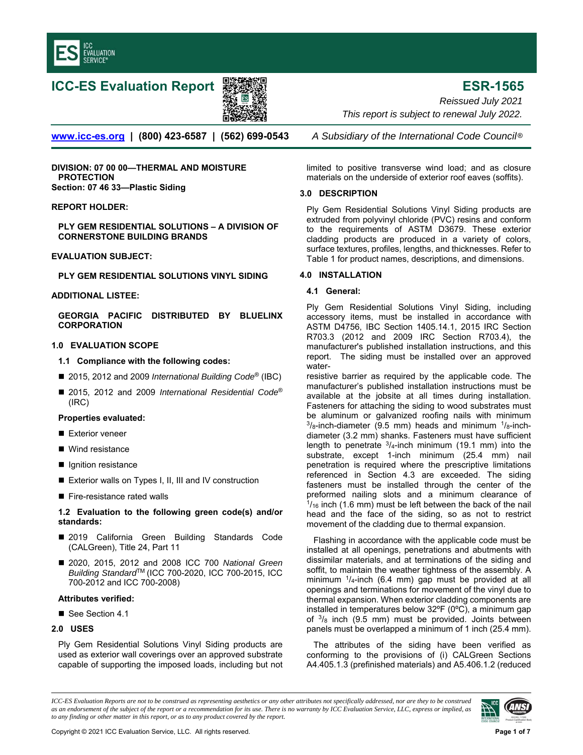# ICC-ES Evaluation Report

# ESR-1565

*Reissued July 2021*

*This report is subject to renewal July 2022.*

www.icc-es.org | (800) 423-6587 | (562) 699-0543 *A Subsidiary of the International Code Council®*

**DIVISION: 07 00 00—THERMAL AND MOISTURE PROTECTION**
**Section: 07 46 33—Plastic Siding**

**REPORT HOLDER:**

**PLY GEM RESIDENTIAL SOLUTIONS – A DIVISION OF CORNERSTONE BUILDING BRANDS**

**EVALUATION SUBJECT:**

**PLY GEM RESIDENTIAL SOLUTIONS VINYL SIDING**

**ADDITIONAL LISTEE:**

**GEORGIA PACIFIC DISTRIBUTED BY BLUELINX CORPORATION**

## 1.0 EVALUATION SCOPE

### 1.1 Compliance with the following codes:

- 2015, 2012 and 2009 *International Building Code®* (IBC)
- 2015, 2012 and 2009 *International Residential Code®* (IRC)

**Properties evaluated:**

- Exterior veneer
- Wind resistance
- Ignition resistance
- Exterior walls on Types I, II, III and IV construction
- Fire-resistance rated walls

### 1.2 Evaluation to the following green code(s) and/or standards:

- 2019 California Green Building Standards Code (CALGreen), Title 24, Part 11
- 2020, 2015, 2012 and 2008 ICC 700 *National Green Building Standard*™ (ICC 700-2020, ICC 700-2015, ICC 700-2012 and ICC 700-2008)

**Attributes verified:**

- See Section 4.1

## 2.0 USES

Ply Gem Residential Solutions Vinyl Siding products are used as exterior wall coverings over an approved substrate capable of supporting the imposed loads, including but not limited to positive transverse wind load; and as closure materials on the underside of exterior roof eaves (soffits).

## 3.0 DESCRIPTION

Ply Gem Residential Solutions Vinyl Siding products are extruded from polyvinyl chloride (PVC) resins and conform to the requirements of ASTM D3679. These exterior cladding products are produced in a variety of colors, surface textures, profiles, lengths, and thicknesses. Refer to Table 1 for product names, descriptions, and dimensions.

## 4.0 INSTALLATION

### 4.1 General:

Ply Gem Residential Solutions Vinyl Siding, including accessory items, must be installed in accordance with ASTM D4756, IBC Section 1405.14.1, 2015 IRC Section R703.3 (2012 and 2009 IRC Section R703.4), the manufacturer's published installation instructions, and this report. The siding must be installed over an approved water-resistive barrier as required by the applicable code. The manufacturer's published installation instructions must be available at the jobsite at all times during installation. Fasteners for attaching the siding to wood substrates must be aluminum or galvanized roofing nails with minimum $^3/_8$-inch-diameter (9.5 mm) heads and minimum $^1/_8$-inch-diameter (3.2 mm) shanks. Fasteners must have sufficient length to penetrate $^3/_4$-inch minimum (19.1 mm) into the substrate, except 1-inch minimum (25.4 mm) nail penetration is required where the prescriptive limitations referenced in Section 4.3 are exceeded. The siding fasteners must be installed through the center of the preformed nailing slots and a minimum clearance of $^1/_{16}$ inch (1.6 mm) must be left between the back of the nail head and the face of the siding, so as not to restrict movement of the cladding due to thermal expansion.

Flashing in accordance with the applicable code must be installed at all openings, penetrations and abutments with dissimilar materials, and at terminations of the siding and soffit, to maintain the weather tightness of the assembly. A minimum $^1/_4$-inch (6.4 mm) gap must be provided at all openings and terminations for movement of the vinyl due to thermal expansion. When exterior cladding components are installed in temperatures below 32ºF (0ºC), a minimum gap of $^3/_8$ inch (9.5 mm) must be provided. Joints between panels must be overlapped a minimum of 1 inch (25.4 mm).

The attributes of the siding have been verified as conforming to the provisions of (i) CALGreen Sections A4.405.1.3 (prefinished materials) and A5.406.1.2 (reduced

*ICC-ES Evaluation Reports are not to be construed as representing aesthetics or any other attributes not specifically addressed, nor are they to be construed as an endorsement of the subject of the report or a recommendation for its use. There is no warranty by ICC Evaluation Service, LLC, express or implied, as to any finding or other matter in this report, or as to any product covered by the report.*

Copyright © 2021 ICC Evaluation Service, LLC. All rights reserved.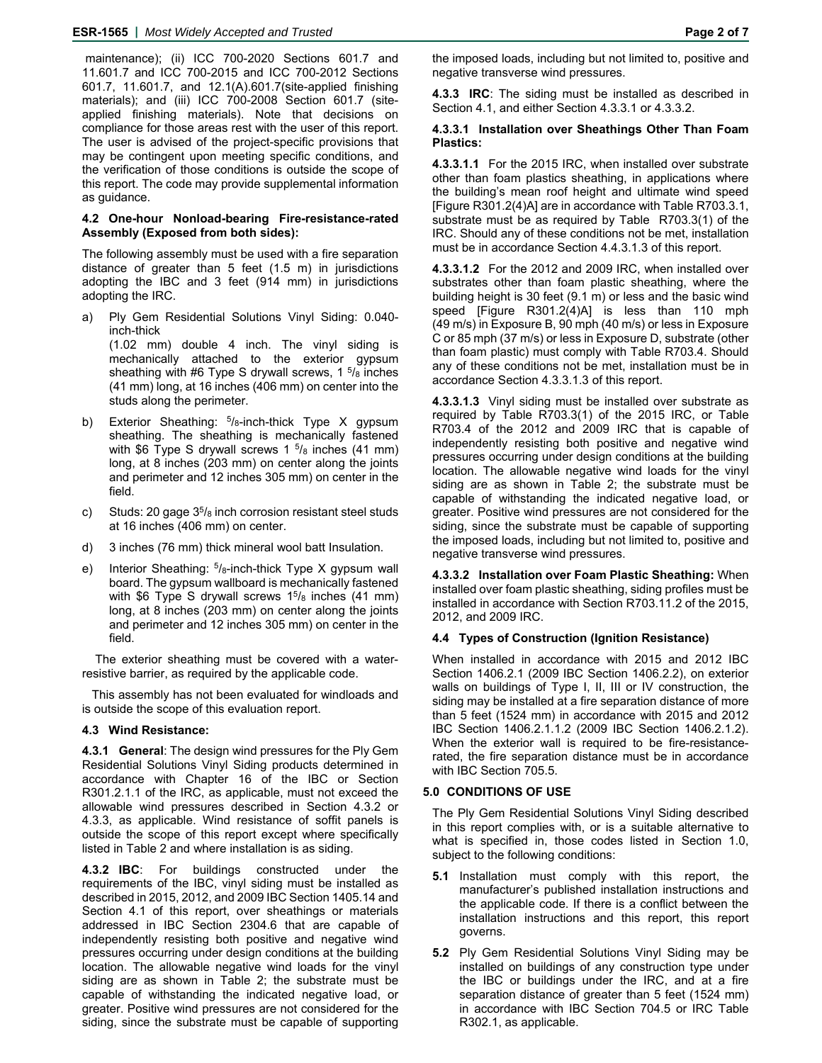maintenance); (ii) ICC 700-2020 Sections 601.7 and 11.601.7 and ICC 700-2015 and ICC 700-2012 Sections 601.7, 11.601.7, and 12.1(A).601.7(site-applied finishing materials); and (iii) ICC 700-2008 Section 601.7 (site-applied finishing materials). Note that decisions on compliance for those areas rest with the user of this report. The user is advised of the project-specific provisions that may be contingent upon meeting specific conditions, and the verification of those conditions is outside the scope of this report. The code may provide supplemental information as guidance.

**4.2 One-hour Nonload-bearing Fire-resistance-rated Assembly (Exposed from both sides):**

The following assembly must be used with a fire separation distance of greater than 5 feet (1.5 m) in jurisdictions adopting the IBC and 3 feet (914 mm) in jurisdictions adopting the IRC.

a) Ply Gem Residential Solutions Vinyl Siding: 0.040-inch-thick (1.02 mm) double 4 inch. The vinyl siding is mechanically attached to the exterior gypsum sheathing with #6 Type S drywall screws, 1 $^5/_8$ inches (41 mm) long, at 16 inches (406 mm) on center into the studs along the perimeter.

b) Exterior Sheathing: $^5/_8$-inch-thick Type X gypsum sheathing. The sheathing is mechanically fastened with $6 Type S drywall screws 1 $^5/_8$ inches (41 mm) long, at 8 inches (203 mm) on center along the joints and perimeter and 12 inches 305 mm) on center in the field.

c) Studs: 20 gage 3$^5/_8$ inch corrosion resistant steel studs at 16 inches (406 mm) on center.

d) 3 inches (76 mm) thick mineral wool batt Insulation.

e) Interior Sheathing: $^5/_8$-inch-thick Type X gypsum wall board. The gypsum wallboard is mechanically fastened with $6 Type S drywall screws 1$^5/_8$ inches (41 mm) long, at 8 inches (203 mm) on center along the joints and perimeter and 12 inches 305 mm) on center in the field.

The exterior sheathing must be covered with a water-resistive barrier, as required by the applicable code.

This assembly has not been evaluated for windloads and is outside the scope of this evaluation report.

**4.3 Wind Resistance:**

**4.3.1 General**: The design wind pressures for the Ply Gem Residential Solutions Vinyl Siding products determined in accordance with Chapter 16 of the IBC or Section R301.2.1.1 of the IRC, as applicable, must not exceed the allowable wind pressures described in Section 4.3.2 or 4.3.3, as applicable. Wind resistance of soffit panels is outside the scope of this report except where specifically listed in Table 2 and where installation is as siding.

**4.3.2 IBC**: For buildings constructed under the requirements of the IBC, vinyl siding must be installed as described in 2015, 2012, and 2009 IBC Section 1405.14 and Section 4.1 of this report, over sheathings or materials addressed in IBC Section 2304.6 that are capable of independently resisting both positive and negative wind pressures occurring under design conditions at the building location. The allowable negative wind loads for the vinyl siding are as shown in Table 2; the substrate must be capable of withstanding the indicated negative load, or greater. Positive wind pressures are not considered for the siding, since the substrate must be capable of supporting the imposed loads, including but not limited to, positive and negative transverse wind pressures.

**4.3.3 IRC**: The siding must be installed as described in Section 4.1, and either Section 4.3.3.1 or 4.3.3.2.

**4.3.3.1 Installation over Sheathings Other Than Foam Plastics:**

**4.3.3.1.1** For the 2015 IRC, when installed over substrate other than foam plastics sheathing, in applications where the building's mean roof height and ultimate wind speed [Figure R301.2(4)A] are in accordance with Table R703.3.1, substrate must be as required by Table R703.3(1) of the IRC. Should any of these conditions not be met, installation must be in accordance Section 4.4.3.1.3 of this report.

**4.3.3.1.2** For the 2012 and 2009 IRC, when installed over substrates other than foam plastic sheathing, where the building height is 30 feet (9.1 m) or less and the basic wind speed [Figure R301.2(4)A] is less than 110 mph (49 m/s) in Exposure B, 90 mph (40 m/s) or less in Exposure C or 85 mph (37 m/s) or less in Exposure D, substrate (other than foam plastic) must comply with Table R703.4. Should any of these conditions not be met, installation must be in accordance Section 4.3.3.1.3 of this report.

**4.3.3.1.3** Vinyl siding must be installed over substrate as required by Table R703.3(1) of the 2015 IRC, or Table R703.4 of the 2012 and 2009 IRC that is capable of independently resisting both positive and negative wind pressures occurring under design conditions at the building location. The allowable negative wind loads for the vinyl siding are as shown in Table 2; the substrate must be capable of withstanding the indicated negative load, or greater. Positive wind pressures are not considered for the siding, since the substrate must be capable of supporting the imposed loads, including but not limited to, positive and negative transverse wind pressures.

**4.3.3.2 Installation over Foam Plastic Sheathing:** When installed over foam plastic sheathing, siding profiles must be installed in accordance with Section R703.11.2 of the 2015, 2012, and 2009 IRC.

**4.4 Types of Construction (Ignition Resistance)**

When installed in accordance with 2015 and 2012 IBC Section 1406.2.1 (2009 IBC Section 1406.2.2), on exterior walls on buildings of Type I, II, III or IV construction, the siding may be installed at a fire separation distance of more than 5 feet (1524 mm) in accordance with 2015 and 2012 IBC Section 1406.2.1.1.2 (2009 IBC Section 1406.2.1.2). When the exterior wall is required to be fire-resistance-rated, the fire separation distance must be in accordance with IBC Section 705.5.

## 5.0 CONDITIONS OF USE

The Ply Gem Residential Solutions Vinyl Siding described in this report complies with, or is a suitable alternative to what is specified in, those codes listed in Section 1.0, subject to the following conditions:

**5.1** Installation must comply with this report, the manufacturer's published installation instructions and the applicable code. If there is a conflict between the installation instructions and this report, this report governs.

**5.2** Ply Gem Residential Solutions Vinyl Siding may be installed on buildings of any construction type under the IBC or buildings under the IRC, and at a fire separation distance of greater than 5 feet (1524 mm) in accordance with IBC Section 704.5 or IRC Table R302.1, as applicable.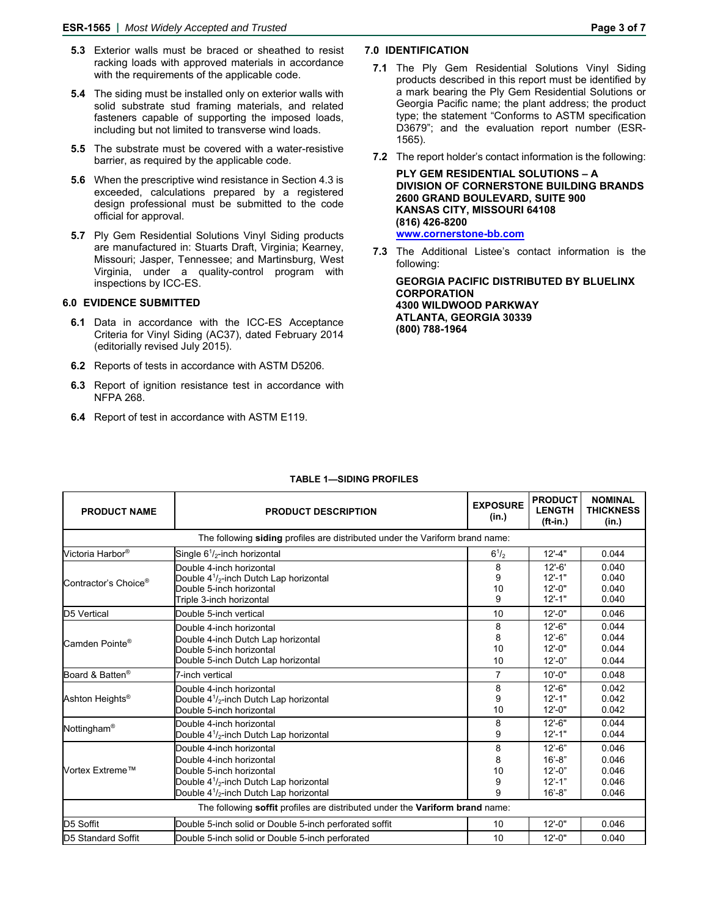**5.3** Exterior walls must be braced or sheathed to resist racking loads with approved materials in accordance with the requirements of the applicable code.

**5.4** The siding must be installed only on exterior walls with solid substrate stud framing materials, and related fasteners capable of supporting the imposed loads, including but not limited to transverse wind loads.

**5.5** The substrate must be covered with a water-resistive barrier, as required by the applicable code.

**5.6** When the prescriptive wind resistance in Section 4.3 is exceeded, calculations prepared by a registered design professional must be submitted to the code official for approval.

**5.7** Ply Gem Residential Solutions Vinyl Siding products are manufactured in: Stuarts Draft, Virginia; Kearney, Missouri; Jasper, Tennessee; and Martinsburg, West Virginia, under a quality-control program with inspections by ICC-ES.

## 6.0 EVIDENCE SUBMITTED

**6.1** Data in accordance with the ICC-ES Acceptance Criteria for Vinyl Siding (AC37), dated February 2014 (editorially revised July 2015).

**6.2** Reports of tests in accordance with ASTM D5206.

**6.3** Report of ignition resistance test in accordance with NFPA 268.

**6.4** Report of test in accordance with ASTM E119.

## 7.0 IDENTIFICATION

**7.1** The Ply Gem Residential Solutions Vinyl Siding products described in this report must be identified by a mark bearing the Ply Gem Residential Solutions or Georgia Pacific name; the plant address; the product type; the statement "Conforms to ASTM specification D3679"; and the evaluation report number (ESR-1565).

**7.2** The report holder's contact information is the following:

**PLY GEM RESIDENTIAL SOLUTIONS – A DIVISION OF CORNERSTONE BUILDING BRANDS**
**2600 GRAND BOULEVARD, SUITE 900**
**KANSAS CITY, MISSOURI 64108**
**(816) 426-8200**
**www.cornerstone-bb.com**

**7.3** The Additional Listee's contact information is the following:

**GEORGIA PACIFIC DISTRIBUTED BY BLUELINX CORPORATION**
**4300 WILDWOOD PARKWAY**
**ATLANTA, GEORGIA 30339**
**(800) 788-1964**

**TABLE 1—SIDING PROFILES**

| PRODUCT NAME | PRODUCT DESCRIPTION | EXPOSURE (in.) | PRODUCT LENGTH (ft-in.) | NOMINAL THICKNESS (in.) |
|---|---|---|---|---|
| The following **siding** profiles are distributed under the Variform brand name: | | | | |
| Victoria Harbor® | Single 6 1/2-inch horizontal | 6 1/2 | 12'-4" | 0.044 |
| Contractor's Choice® | Double 4-inch horizontal<br>Double 4 1/2-inch Dutch Lap horizontal<br>Double 5-inch horizontal<br>Triple 3-inch horizontal | 8<br>9<br>10<br>9 | 12'-6'<br>12'-1"<br>12'-0"<br>12'-1" | 0.040<br>0.040<br>0.040<br>0.040 |
| D5 Vertical | Double 5-inch vertical | 10 | 12'-0" | 0.046 |
| Camden Pointe® | Double 4-inch horizontal<br>Double 4-inch Dutch Lap horizontal<br>Double 5-inch horizontal<br>Double 5-inch Dutch Lap horizontal | 8<br>8<br>10<br>10 | 12'-6"<br>12'-6"<br>12'-0"<br>12'-0" | 0.044<br>0.044<br>0.044<br>0.044 |
| Board & Batten® | 7-inch vertical | 7 | 10'-0" | 0.048 |
| Ashton Heights® | Double 4-inch horizontal<br>Double 4 1/2-inch Dutch Lap horizontal<br>Double 5-inch horizontal | 8<br>9<br>10 | 12'-6"<br>12'-1"<br>12'-0" | 0.042<br>0.042<br>0.042 |
| Nottingham® | Double 4-inch horizontal<br>Double 4 1/2-inch Dutch Lap horizontal | 8<br>9 | 12'-6"<br>12'-1" | 0.044<br>0.044 |
| Vortex Extreme™ | Double 4-inch horizontal<br>Double 4-inch horizontal<br>Double 5-inch horizontal<br>Double 4 1/2-inch Dutch Lap horizontal<br>Double 4 1/2-inch Dutch Lap horizontal | 8<br>8<br>10<br>9<br>9 | 12'-6"<br>16'-8"<br>12'-0"<br>12'-1"<br>16'-8" | 0.046<br>0.046<br>0.046<br>0.046<br>0.046 |
| The following **soffit** profiles are distributed under the **Variform brand** name: | | | | |
| D5 Soffit | Double 5-inch solid or Double 5-inch perforated soffit | 10 | 12'-0" | 0.046 |
| D5 Standard Soffit | Double 5-inch solid or Double 5-inch perforated | 10 | 12'-0" | 0.040 |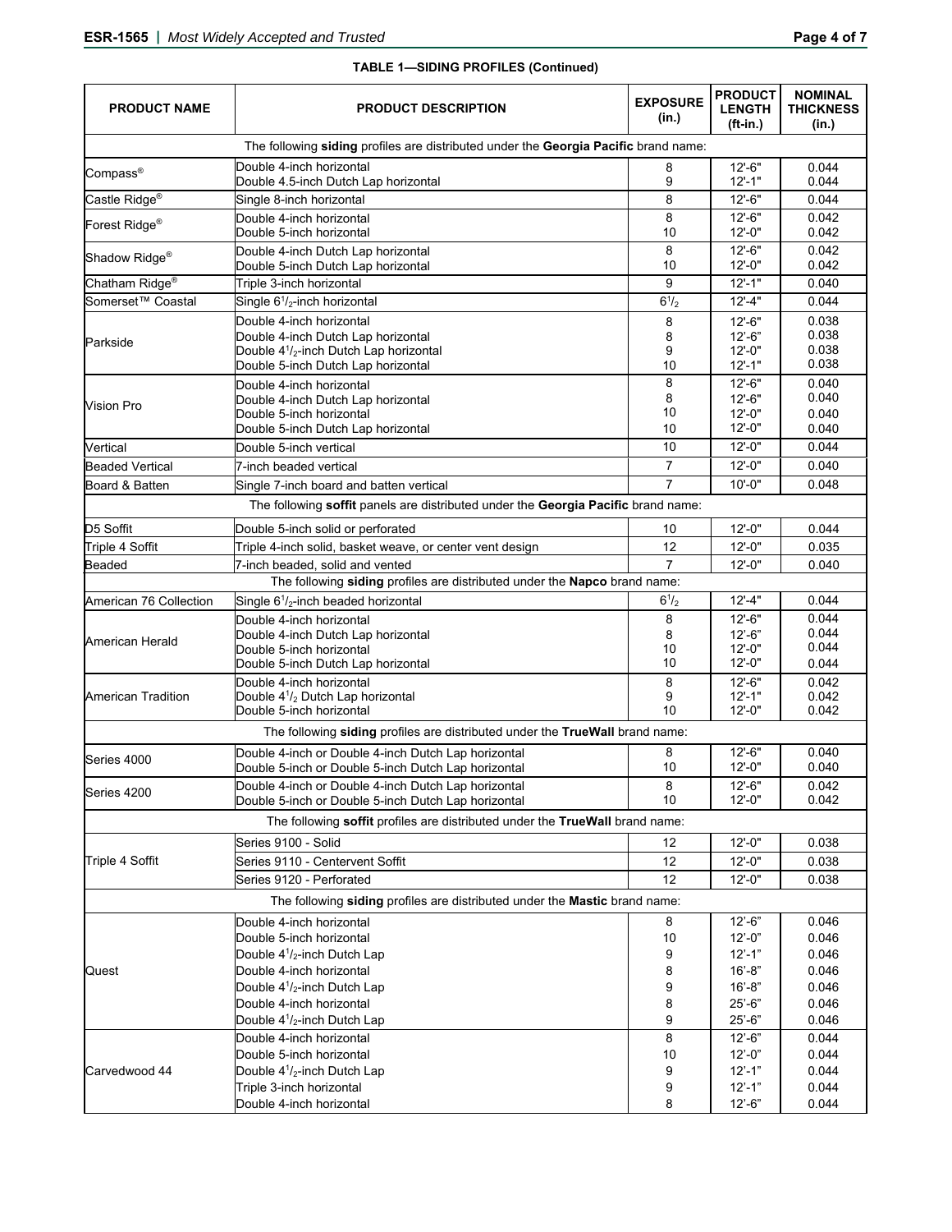**TABLE 1—SIDING PROFILES (Continued)**

| PRODUCT NAME | PRODUCT DESCRIPTION | EXPOSURE (in.) | PRODUCT LENGTH (ft-in.) | NOMINAL THICKNESS (in.) |
|---|---|---|---|---|
| The following **siding** profiles are distributed under the **Georgia Pacific** brand name: | | | | |
| Compass® | Double 4-inch horizontal<br>Double 4.5-inch Dutch Lap horizontal | 8<br>9 | 12'-6"<br>12'-1" | 0.044<br>0.044 |
| Castle Ridge® | Single 8-inch horizontal | 8 | 12'-6" | 0.044 |
| Forest Ridge® | Double 4-inch horizontal<br>Double 5-inch horizontal | 8<br>10 | 12'-6"<br>12'-0" | 0.042<br>0.042 |
| Shadow Ridge® | Double 4-inch Dutch Lap horizontal<br>Double 5-inch Dutch Lap horizontal | 8<br>10 | 12'-6"<br>12'-0" | 0.042<br>0.042 |
| Chatham Ridge® | Triple 3-inch horizontal | 9 | 12'-1" | 0.040 |
| Somerset™ Coastal | Single 6½-inch horizontal | 6½ | 12'-4" | 0.044 |
| Parkside | Double 4-inch horizontal<br>Double 4-inch Dutch Lap horizontal<br>Double 4½-inch Dutch Lap horizontal<br>Double 5-inch Dutch Lap horizontal | 8<br>8<br>9<br>10 | 12'-6"<br>12'-6"<br>12'-0"<br>12'-1" | 0.038<br>0.038<br>0.038<br>0.038 |
| Vision Pro | Double 4-inch horizontal<br>Double 4-inch Dutch Lap horizontal<br>Double 5-inch horizontal<br>Double 5-inch Dutch Lap horizontal | 8<br>8<br>10<br>10 | 12'-6"<br>12'-6"<br>12'-0"<br>12'-0" | 0.040<br>0.040<br>0.040<br>0.040 |
| Vertical | Double 5-inch vertical | 10 | 12'-0" | 0.044 |
| Beaded Vertical | 7-inch beaded vertical | 7 | 12'-0" | 0.040 |
| Board & Batten | Single 7-inch board and batten vertical | 7 | 10'-0" | 0.048 |
| The following **soffit** panels are distributed under the **Georgia Pacific** brand name: | | | | |
| D5 Soffit | Double 5-inch solid or perforated | 10 | 12'-0" | 0.044 |
| Triple 4 Soffit | Triple 4-inch solid, basket weave, or center vent design | 12 | 12'-0" | 0.035 |
| Beaded | 7-inch beaded, solid and vented | 7 | 12'-0" | 0.040 |
| The following **siding** profiles are distributed under the **Napco** brand name: | | | | |
| American 76 Collection | Single 6½-inch beaded horizontal | 6½ | 12'-4" | 0.044 |
| American Herald | Double 4-inch horizontal<br>Double 4-inch Dutch Lap horizontal<br>Double 5-inch horizontal<br>Double 5-inch Dutch Lap horizontal | 8<br>8<br>10<br>10 | 12'-6"<br>12'-6"<br>12'-0"<br>12'-0" | 0.044<br>0.044<br>0.044<br>0.044 |
| American Tradition | Double 4-inch horizontal<br>Double 4½ Dutch Lap horizontal<br>Double 5-inch horizontal | 8<br>9<br>10 | 12'-6"<br>12'-1"<br>12'-0" | 0.042<br>0.042<br>0.042 |
| The following **siding** profiles are distributed under the **TrueWall** brand name: | | | | |
| Series 4000 | Double 4-inch or Double 4-inch Dutch Lap horizontal<br>Double 5-inch or Double 5-inch Dutch Lap horizontal | 8<br>10 | 12'-6"<br>12'-0" | 0.040<br>0.040 |
| Series 4200 | Double 4-inch or Double 4-inch Dutch Lap horizontal<br>Double 5-inch or Double 5-inch Dutch Lap horizontal | 8<br>10 | 12'-6"<br>12'-0" | 0.042<br>0.042 |
| The following **soffit** profiles are distributed under the **TrueWall** brand name: | | | | |
| Triple 4 Soffit | Series 9100 - Solid | 12 | 12'-0" | 0.038 |
| | Series 9110 - Centervent Soffit | 12 | 12'-0" | 0.038 |
| | Series 9120 - Perforated | 12 | 12'-0" | 0.038 |
| The following **siding** profiles are distributed under the **Mastic** brand name: | | | | |
| Quest | Double 4-inch horizontal<br>Double 5-inch horizontal<br>Double 4½-inch Dutch Lap<br>Double 4-inch horizontal<br>Double 4½-inch Dutch Lap<br>Double 4-inch horizontal<br>Double 4½-inch Dutch Lap | 8<br>10<br>9<br>8<br>9<br>8<br>9 | 12'-6"<br>12'-0"<br>12'-1"<br>16'-8"<br>16'-8"<br>25'-6"<br>25'-6" | 0.046<br>0.046<br>0.046<br>0.046<br>0.046<br>0.046<br>0.046 |
| Carvedwood 44 | Double 4-inch horizontal<br>Double 5-inch horizontal<br>Double 4½-inch Dutch Lap<br>Triple 3-inch horizontal<br>Double 4-inch horizontal | 8<br>10<br>9<br>9<br>8 | 12'-6"<br>12'-0"<br>12'-1"<br>12'-1"<br>12'-6" | 0.044<br>0.044<br>0.044<br>0.044<br>0.044 |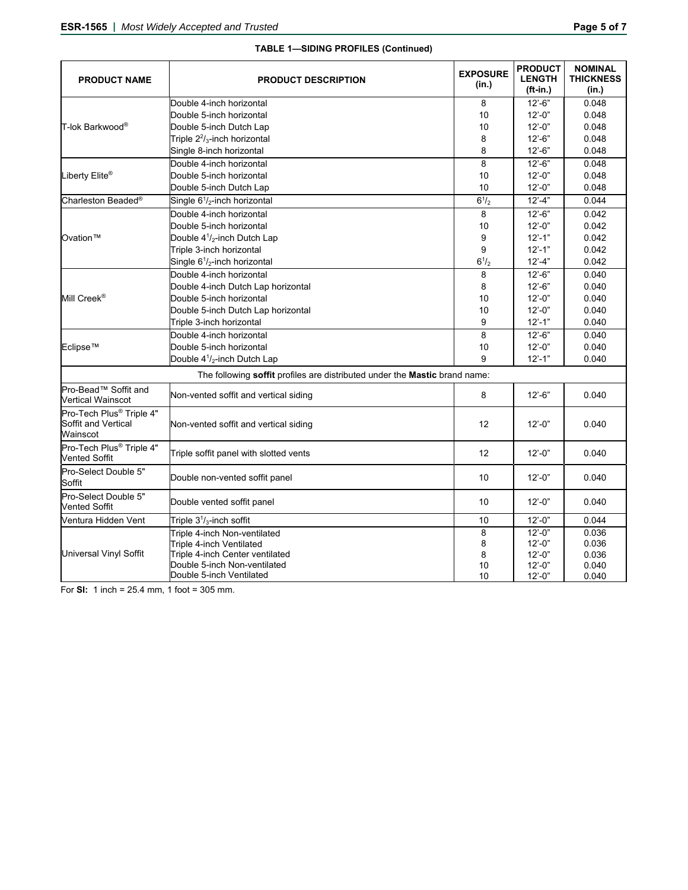**TABLE 1—SIDING PROFILES (Continued)**

| PRODUCT NAME | PRODUCT DESCRIPTION | EXPOSURE (in.) | PRODUCT LENGTH (ft-in.) | NOMINAL THICKNESS (in.) |
|---|---|---|---|---|
| T-lok Barkwood® | Double 4-inch horizontal | 8 | 12'-6" | 0.048 |
| | Double 5-inch horizontal | 10 | 12'-0" | 0.048 |
| | Double 5-inch Dutch Lap | 10 | 12'-0" | 0.048 |
| | Triple $2^2/_3$-inch horizontal | 8 | 12'-6" | 0.048 |
| | Single 8-inch horizontal | 8 | 12'-6" | 0.048 |
| Liberty Elite® | Double 4-inch horizontal | 8 | 12'-6" | 0.048 |
| | Double 5-inch horizontal | 10 | 12'-0" | 0.048 |
| | Double 5-inch Dutch Lap | 10 | 12'-0" | 0.048 |
| Charleston Beaded® | Single $6^1/_2$-inch horizontal | $6^1/_2$ | 12'-4" | 0.044 |
| Ovation™ | Double 4-inch horizontal | 8 | 12'-6" | 0.042 |
| | Double 5-inch horizontal | 10 | 12'-0" | 0.042 |
| | Double $4^1/_2$-inch Dutch Lap | 9 | 12'-1" | 0.042 |
| | Triple 3-inch horizontal | 9 | 12'-1" | 0.042 |
| | Single $6^1/_2$-inch horizontal | $6^1/_2$ | 12'-4" | 0.042 |
| Mill Creek® | Double 4-inch horizontal | 8 | 12'-6" | 0.040 |
| | Double 4-inch Dutch Lap horizontal | 8 | 12'-6" | 0.040 |
| | Double 5-inch horizontal | 10 | 12'-0" | 0.040 |
| | Double 5-inch Dutch Lap horizontal | 10 | 12'-0" | 0.040 |
| | Triple 3-inch horizontal | 9 | 12'-1" | 0.040 |
| Eclipse™ | Double 4-inch horizontal | 8 | 12'-6" | 0.040 |
| | Double 5-inch horizontal | 10 | 12'-0" | 0.040 |
| | Double $4^1/_2$-inch Dutch Lap | 9 | 12'-1" | 0.040 |
| The following **soffit** profiles are distributed under the **Mastic** brand name: | | | | |
| Pro-Bead™ Soffit and Vertical Wainscot | Non-vented soffit and vertical siding | 8 | 12'-6" | 0.040 |
| Pro-Tech Plus® Triple 4" Soffit and Vertical Wainscot | Non-vented soffit and vertical siding | 12 | 12'-0" | 0.040 |
| Pro-Tech Plus® Triple 4" Vented Soffit | Triple soffit panel with slotted vents | 12 | 12'-0" | 0.040 |
| Pro-Select Double 5" Soffit | Double non-vented soffit panel | 10 | 12'-0" | 0.040 |
| Pro-Select Double 5" Vented Soffit | Double vented soffit panel | 10 | 12'-0" | 0.040 |
| Ventura Hidden Vent | Triple $3^1/_3$-inch soffit | 10 | 12'-0" | 0.044 |
| Universal Vinyl Soffit | Triple 4-inch Non-ventilated | 8 | 12'-0" | 0.036 |
| | Triple 4-inch Ventilated | 8 | 12'-0" | 0.036 |
| | Triple 4-inch Center ventilated | 8 | 12'-0" | 0.036 |
| | Double 5-inch Non-ventilated | 10 | 12'-0" | 0.040 |
| | Double 5-inch Ventilated | 10 | 12'-0" | 0.040 |

For **SI:** 1 inch = 25.4 mm, 1 foot = 305 mm.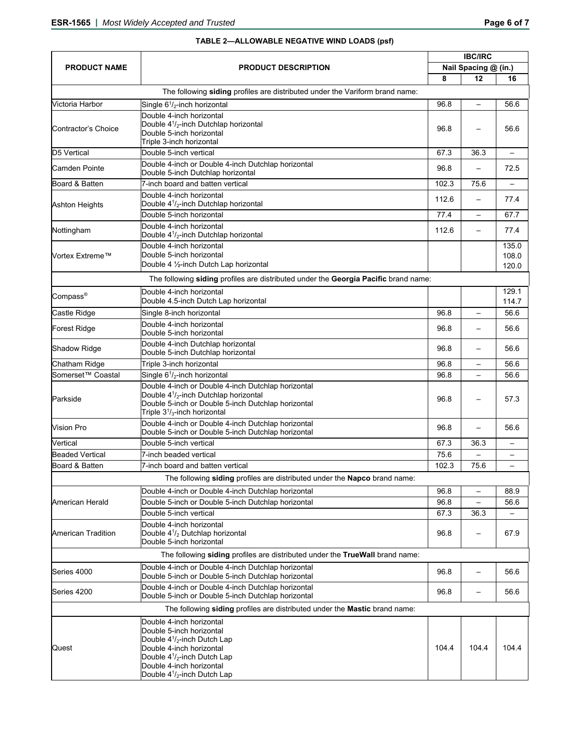**TABLE 2—ALLOWABLE NEGATIVE WIND LOADS (psf)**

| PRODUCT NAME | PRODUCT DESCRIPTION | IBC/IRC Nail Spacing @ (in.) | | |
|---|---|---|---|---|
| | | 8 | 12 | 16 |
| The following **siding** profiles are distributed under the Variform brand name: | | | | |
| Victoria Harbor | Single 6 1/2-inch horizontal | 96.8 | – | 56.6 |
| Contractor's Choice | Double 4-inch horizontal<br>Double 4 1/2-inch Dutchlap horizontal<br>Double 5-inch horizontal<br>Triple 3-inch horizontal | 96.8 | – | 56.6 |
| D5 Vertical | Double 5-inch vertical | 67.3 | 36.3 | – |
| Camden Pointe | Double 4-inch or Double 4-inch Dutchlap horizontal<br>Double 5-inch Dutchlap horizontal | 96.8 | – | 72.5 |
| Board & Batten | 7-inch board and batten vertical | 102.3 | 75.6 | – |
| Ashton Heights | Double 4-inch horizontal<br>Double 4 1/2-inch Dutchlap horizontal | 112.6 | – | 77.4 |
| | Double 5-inch horizontal | 77.4 | – | 67.7 |
| Nottingham | Double 4-inch horizontal<br>Double 4 1/2-inch Dutchlap horizontal | 112.6 | – | 77.4 |
| Vortex Extreme™ | Double 4-inch horizontal<br>Double 5-inch horizontal<br>Double 4 ½-inch Dutch Lap horizontal | | | 135.0<br>108.0<br>120.0 |
| The following **siding** profiles are distributed under the **Georgia Pacific** brand name: | | | | |
| Compass® | Double 4-inch horizontal<br>Double 4.5-inch Dutch Lap horizontal | | | 129.1<br>114.7 |
| Castle Ridge | Single 8-inch horizontal | 96.8 | – | 56.6 |
| Forest Ridge | Double 4-inch horizontal<br>Double 5-inch horizontal | 96.8 | – | 56.6 |
| Shadow Ridge | Double 4-inch Dutchlap horizontal<br>Double 5-inch Dutchlap horizontal | 96.8 | – | 56.6 |
| Chatham Ridge | Triple 3-inch horizontal | 96.8 | – | 56.6 |
| Somerset™ Coastal | Single 6 1/2-inch horizontal | 96.8 | – | 56.6 |
| Parkside | Double 4-inch or Double 4-inch Dutchlap horizontal<br>Double 4 1/2-inch Dutchlap horizontal<br>Double 5-inch or Double 5-inch Dutchlap horizontal<br>Triple 3 1/3-inch horizontal | 96.8 | – | 57.3 |
| Vision Pro | Double 4-inch or Double 4-inch Dutchlap horizontal<br>Double 5-inch or Double 5-inch Dutchlap horizontal | 96.8 | – | 56.6 |
| Vertical | Double 5-inch vertical | 67.3 | 36.3 | – |
| Beaded Vertical | 7-inch beaded vertical | 75.6 | – | – |
| Board & Batten | 7-inch board and batten vertical | 102.3 | 75.6 | – |
| The following **siding** profiles are distributed under the **Napco** brand name: | | | | |
| American Herald | Double 4-inch or Double 4-inch Dutchlap horizontal | 96.8 | – | 88.9 |
| | Double 5-inch or Double 5-inch Dutchlap horizontal | 96.8 | – | 56.6 |
| | Double 5-inch vertical | 67.3 | 36.3 | – |
| American Tradition | Double 4-inch horizontal<br>Double 4 1/2 Dutchlap horizontal<br>Double 5-inch horizontal | 96.8 | – | 67.9 |
| The following **siding** profiles are distributed under the **TrueWall** brand name: | | | | |
| Series 4000 | Double 4-inch or Double 4-inch Dutchlap horizontal<br>Double 5-inch or Double 5-inch Dutchlap horizontal | 96.8 | – | 56.6 |
| Series 4200 | Double 4-inch or Double 4-inch Dutchlap horizontal<br>Double 5-inch or Double 5-inch Dutchlap horizontal | 96.8 | – | 56.6 |
| The following **siding** profiles are distributed under the **Mastic** brand name: | | | | |
| Quest | Double 4-inch horizontal<br>Double 5-inch horizontal<br>Double 4 1/2-inch Dutch Lap<br>Double 4-inch horizontal<br>Double 4 1/2-inch Dutch Lap<br>Double 4-inch horizontal<br>Double 4 1/2-inch Dutch Lap | 104.4 | 104.4 | 104.4 |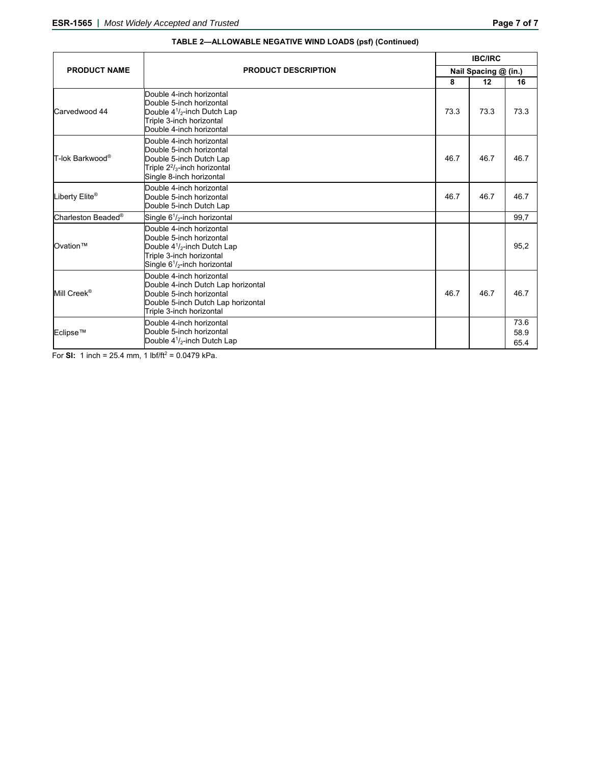**TABLE 2—ALLOWABLE NEGATIVE WIND LOADS (psf) (Continued)**

| PRODUCT NAME | PRODUCT DESCRIPTION | IBC/IRC | | |
|---|---|---|---|---|
| | | Nail Spacing @ (in.) | | |
| | | 8 | 12 | 16 |
| Carvedwood 44 | Double 4-inch horizontal<br>Double 5-inch horizontal<br>Double $4^1/_2$-inch Dutch Lap<br>Triple 3-inch horizontal<br>Double 4-inch horizontal | 73.3 | 73.3 | 73.3 |
| T-lok Barkwood® | Double 4-inch horizontal<br>Double 5-inch horizontal<br>Double 5-inch Dutch Lap<br>Triple $2^2/_3$-inch horizontal<br>Single 8-inch horizontal | 46.7 | 46.7 | 46.7 |
| Liberty Elite® | Double 4-inch horizontal<br>Double 5-inch horizontal<br>Double 5-inch Dutch Lap | 46.7 | 46.7 | 46.7 |
| Charleston Beaded® | Single $6^1/_2$-inch horizontal | | | 99,7 |
| Ovation™ | Double 4-inch horizontal<br>Double 5-inch horizontal<br>Double $4^1/_2$-inch Dutch Lap<br>Triple 3-inch horizontal<br>Single $6^1/_2$-inch horizontal | | | 95,2 |
| Mill Creek® | Double 4-inch horizontal<br>Double 4-inch Dutch Lap horizontal<br>Double 5-inch horizontal<br>Double 5-inch Dutch Lap horizontal<br>Triple 3-inch horizontal | 46.7 | 46.7 | 46.7 |
| Eclipse™ | Double 4-inch horizontal<br>Double 5-inch horizontal<br>Double $4^1/_2$-inch Dutch Lap | | | 73.6<br>58.9<br>65.4 |

For **SI:** 1 inch = 25.4 mm, 1 lbf/ft$^2$ = 0.0479 kPa.